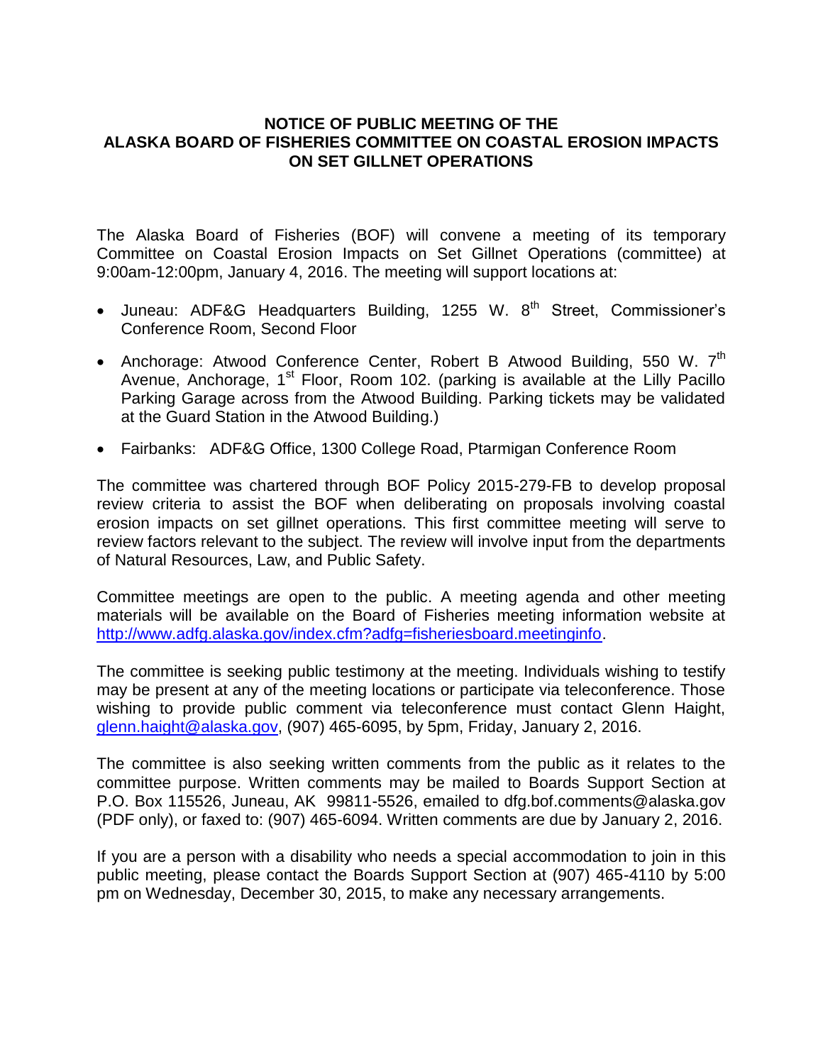# NOTICE OF PUBLIC MEETING OF THE ALASKA BOARD OF FISHERIES COMMITTEE ON COASTAL EROSION IMPACTS ON SET GILLNET OPERATIONS

The Alaska Board of Fisheries (BOF) will convene a meeting of its temporary Committee on Coastal Erosion Impacts on Set Gillnet Operations (committee) at 9:00am-12:00pm, January 4, 2016. The meeting will support locations at:

- Juneau: ADF&G Headquarters Building, 1255 W. 8th Street, Commissioner's Conference Room, Second Floor
- Anchorage: Atwood Conference Center, Robert B Atwood Building, 550 W. 7th Avenue, Anchorage, 1st Floor, Room 102. (parking is available at the Lilly Pacillo Parking Garage across from the Atwood Building. Parking tickets may be validated at the Guard Station in the Atwood Building.)
- Fairbanks: ADF&G Office, 1300 College Road, Ptarmigan Conference Room

The committee was chartered through BOF Policy 2015-279-FB to develop proposal review criteria to assist the BOF when deliberating on proposals involving coastal erosion impacts on set gillnet operations. This first committee meeting will serve to review factors relevant to the subject. The review will involve input from the departments of Natural Resources, Law, and Public Safety.

Committee meetings are open to the public. A meeting agenda and other meeting materials will be available on the Board of Fisheries meeting information website at http://www.adfg.alaska.gov/index.cfm?adfg=fisheriesboard.meetinginfo.

The committee is seeking public testimony at the meeting. Individuals wishing to testify may be present at any of the meeting locations or participate via teleconference. Those wishing to provide public comment via teleconference must contact Glenn Haight, glenn.haight@alaska.gov, (907) 465-6095, by 5pm, Friday, January 2, 2016.

The committee is also seeking written comments from the public as it relates to the committee purpose. Written comments may be mailed to Boards Support Section at P.O. Box 115526, Juneau, AK 99811-5526, emailed to dfg.bof.comments@alaska.gov (PDF only), or faxed to: (907) 465-6094. Written comments are due by January 2, 2016.

If you are a person with a disability who needs a special accommodation to join in this public meeting, please contact the Boards Support Section at (907) 465-4110 by 5:00 pm on Wednesday, December 30, 2015, to make any necessary arrangements.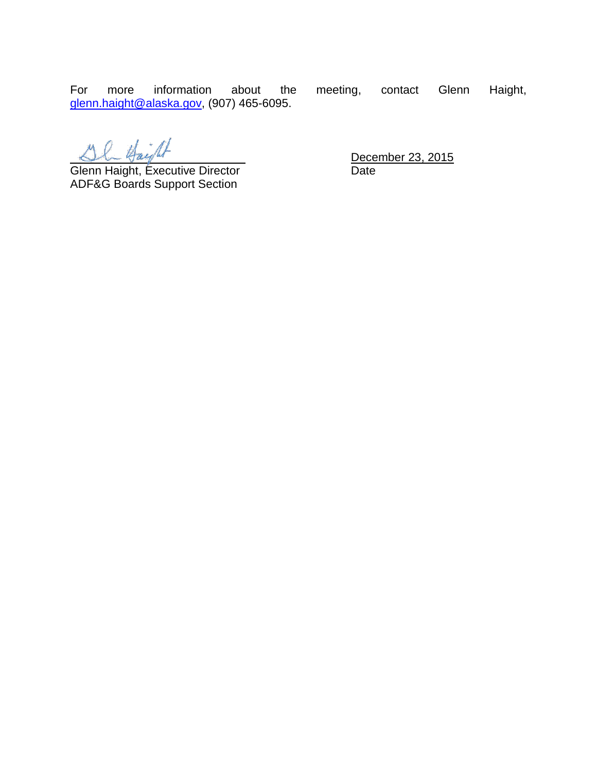For more information about the meeting, contact Glenn Haight, glenn.haight@alaska.gov, (907) 465-6095.

Glenn Haight, Executive Director
ADF&G Boards Support Section

December 23, 2015
Date